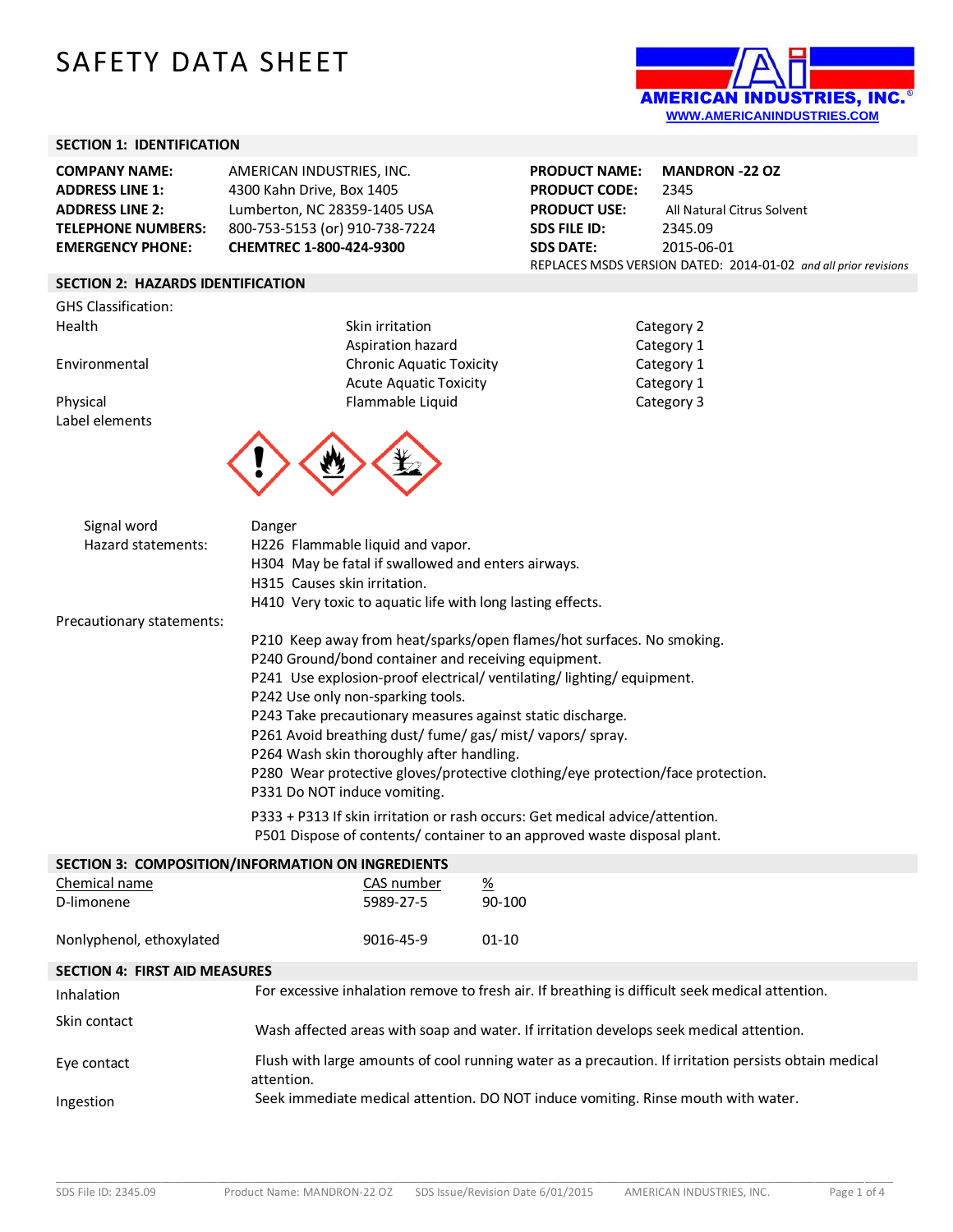# SAFETY DATA SHEET

AMERICAN INDUSTRIES, INC.®
WWW.AMERICANINDUSTRIES.COM

## SECTION 1: IDENTIFICATION

| | | | |
|---|---|---|---|
| **COMPANY NAME:** | AMERICAN INDUSTRIES, INC. | **PRODUCT NAME:** | **MANDRON -22 OZ** |
| **ADDRESS LINE 1:** | 4300 Kahn Drive, Box 1405 | **PRODUCT CODE:** | 2345 |
| **ADDRESS LINE 2:** | Lumberton, NC 28359-1405 USA | **PRODUCT USE:** | All Natural Citrus Solvent |
| **TELEPHONE NUMBERS:** | 800-753-5153 (or) 910-738-7224 | **SDS FILE ID:** | 2345.09 |
| **EMERGENCY PHONE:** | **CHEMTREC 1-800-424-9300** | **SDS DATE:** | 2015-06-01 |

REPLACES MSDS VERSION DATED: 2014-01-02 *and all prior revisions*

## SECTION 2: HAZARDS IDENTIFICATION

GHS Classification:

| | | |
|---|---|---|
| Health | Skin irritation | Category 2 |
| | Aspiration hazard | Category 1 |
| Environmental | Chronic Aquatic Toxicity | Category 1 |
| | Acute Aquatic Toxicity | Category 1 |
| Physical | Flammable Liquid | Category 3 |

Label elements

Signal word: Danger

Hazard statements:
- H226 Flammable liquid and vapor.
- H304 May be fatal if swallowed and enters airways.
- H315 Causes skin irritation.
- H410 Very toxic to aquatic life with long lasting effects.

Precautionary statements:
- P210 Keep away from heat/sparks/open flames/hot surfaces. No smoking.
- P240 Ground/bond container and receiving equipment.
- P241 Use explosion-proof electrical/ ventilating/ lighting/ equipment.
- P242 Use only non-sparking tools.
- P243 Take precautionary measures against static discharge.
- P261 Avoid breathing dust/ fume/ gas/ mist/ vapors/ spray.
- P264 Wash skin thoroughly after handling.
- P280 Wear protective gloves/protective clothing/eye protection/face protection.
- P331 Do NOT induce vomiting.
- P333 + P313 If skin irritation or rash occurs: Get medical advice/attention.
- P501 Dispose of contents/ container to an approved waste disposal plant.

## SECTION 3: COMPOSITION/INFORMATION ON INGREDIENTS

| Chemical name | CAS number | % |
|---|---|---|
| D-limonene | 5989-27-5 | 90-100 |
| Nonlyphenol, ethoxylated | 9016-45-9 | 01-10 |

## SECTION 4: FIRST AID MEASURES

| | |
|---|---|
| Inhalation | For excessive inhalation remove to fresh air. If breathing is difficult seek medical attention. |
| Skin contact | Wash affected areas with soap and water. If irritation develops seek medical attention. |
| Eye contact | Flush with large amounts of cool running water as a precaution. If irritation persists obtain medical attention. |
| Ingestion | Seek immediate medical attention. DO NOT induce vomiting. Rinse mouth with water. |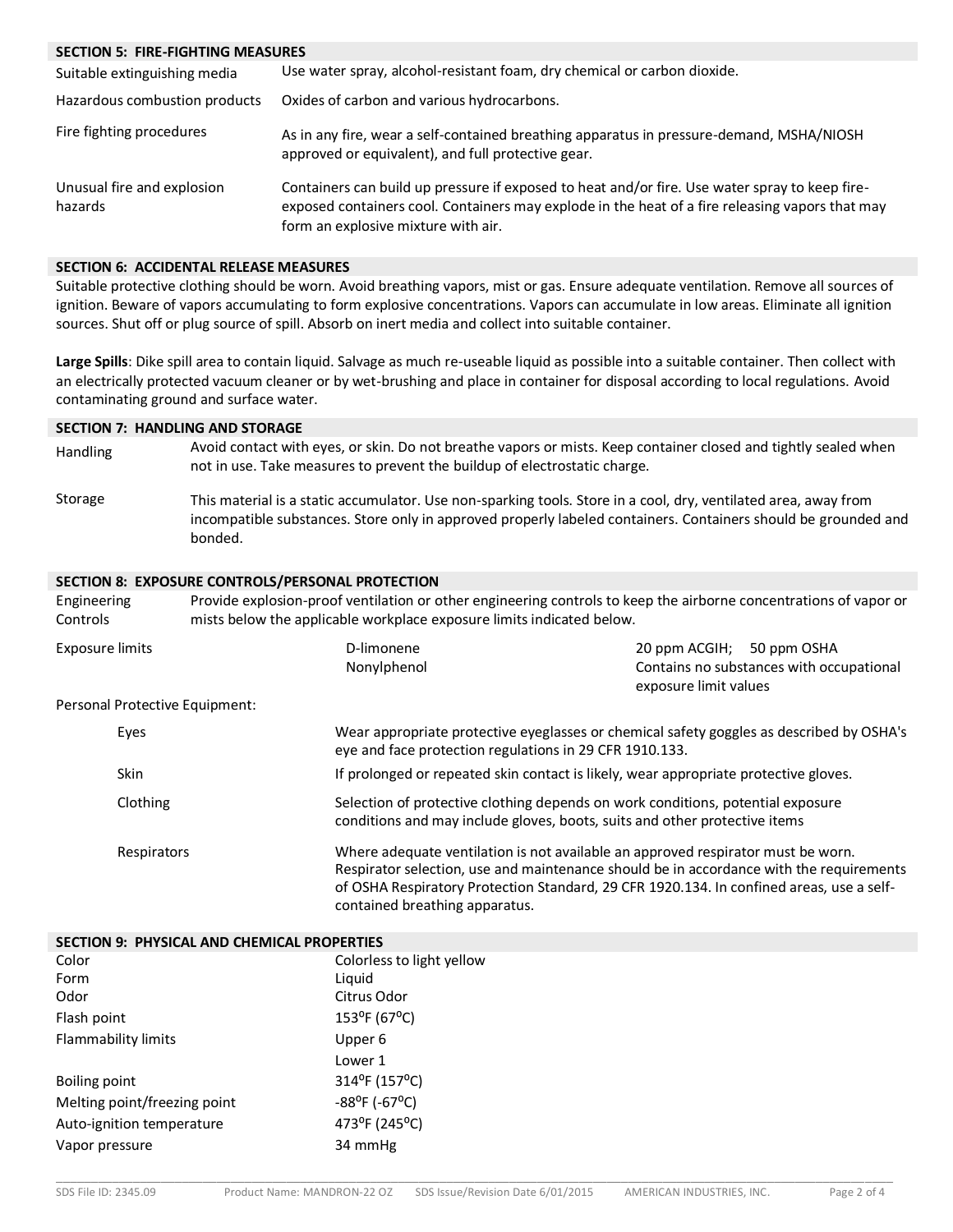## SECTION 5: FIRE-FIGHTING MEASURES

| | |
|---|---|
| Suitable extinguishing media | Use water spray, alcohol-resistant foam, dry chemical or carbon dioxide. |
| Hazardous combustion products | Oxides of carbon and various hydrocarbons. |
| Fire fighting procedures | As in any fire, wear a self-contained breathing apparatus in pressure-demand, MSHA/NIOSH approved or equivalent), and full protective gear. |
| Unusual fire and explosion hazards | Containers can build up pressure if exposed to heat and/or fire. Use water spray to keep fire-exposed containers cool. Containers may explode in the heat of a fire releasing vapors that may form an explosive mixture with air. |

## SECTION 6: ACCIDENTAL RELEASE MEASURES

Suitable protective clothing should be worn. Avoid breathing vapors, mist or gas. Ensure adequate ventilation. Remove all sources of ignition. Beware of vapors accumulating to form explosive concentrations. Vapors can accumulate in low areas. Eliminate all ignition sources. Shut off or plug source of spill. Absorb on inert media and collect into suitable container.

**Large Spills**: Dike spill area to contain liquid. Salvage as much re-useable liquid as possible into a suitable container. Then collect with an electrically protected vacuum cleaner or by wet-brushing and place in container for disposal according to local regulations. Avoid contaminating ground and surface water.

## SECTION 7: HANDLING AND STORAGE

| | |
|---|---|
| Handling | Avoid contact with eyes, or skin. Do not breathe vapors or mists. Keep container closed and tightly sealed when not in use. Take measures to prevent the buildup of electrostatic charge. |
| Storage | This material is a static accumulator. Use non-sparking tools. Store in a cool, dry, ventilated area, away from incompatible substances. Store only in approved properly labeled containers. Containers should be grounded and bonded. |

## SECTION 8: EXPOSURE CONTROLS/PERSONAL PROTECTION

| | |
|---|---|
| Engineering Controls | Provide explosion-proof ventilation or other engineering controls to keep the airborne concentrations of vapor or mists below the applicable workplace exposure limits indicated below. |

| Exposure limits | | |
|---|---|---|
| | D-limonene | 20 ppm ACGIH; 50 ppm OSHA |
| | Nonylphenol | Contains no substances with occupational exposure limit values |

Personal Protective Equipment:

| | |
|---|---|
| Eyes | Wear appropriate protective eyeglasses or chemical safety goggles as described by OSHA's eye and face protection regulations in 29 CFR 1910.133. |
| Skin | If prolonged or repeated skin contact is likely, wear appropriate protective gloves. |
| Clothing | Selection of protective clothing depends on work conditions, potential exposure conditions and may include gloves, boots, suits and other protective items |
| Respirators | Where adequate ventilation is not available an approved respirator must be worn. Respirator selection, use and maintenance should be in accordance with the requirements of OSHA Respiratory Protection Standard, 29 CFR 1920.134. In confined areas, use a self-contained breathing apparatus. |

## SECTION 9: PHYSICAL AND CHEMICAL PROPERTIES

| | |
|---|---|
| Color | Colorless to light yellow |
| Form | Liquid |
| Odor | Citrus Odor |
| Flash point | 153°F (67°C) |
| Flammability limits | Upper 6<br>Lower 1 |
| Boiling point | 314°F (157°C) |
| Melting point/freezing point | -88°F (-67°C) |
| Auto-ignition temperature | 473°F (245°C) |
| Vapor pressure | 34 mmHg |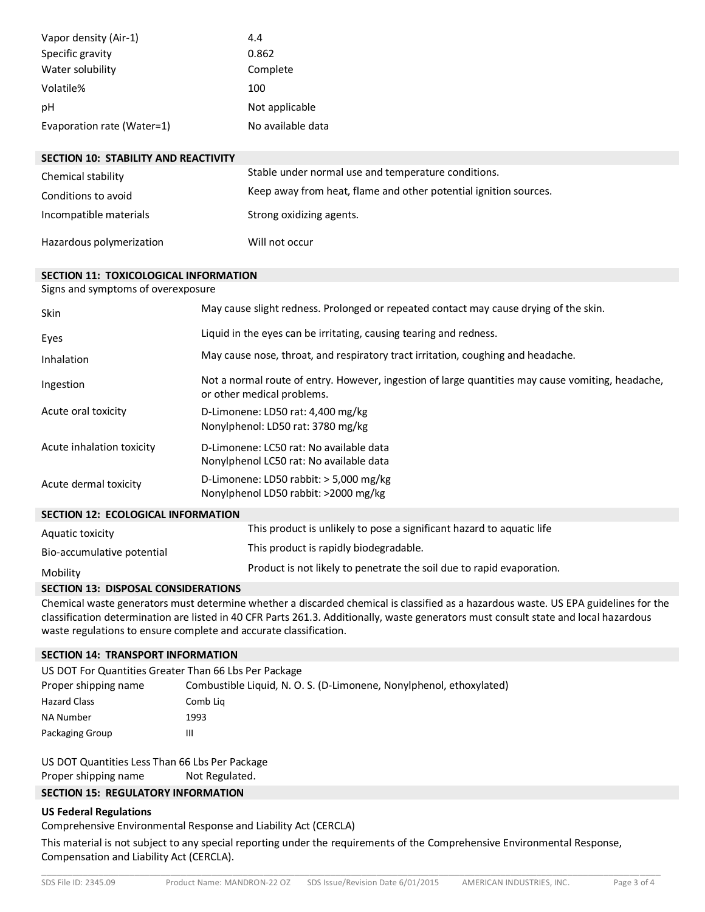| | |
|---|---|
| Vapor density (Air-1) | 4.4 |
| Specific gravity | 0.862 |
| Water solubility | Complete |
| Volatile% | 100 |
| pH | Not applicable |
| Evaporation rate (Water=1) | No available data |

## SECTION 10: STABILITY AND REACTIVITY

| | |
|---|---|
| Chemical stability | Stable under normal use and temperature conditions. |
| Conditions to avoid | Keep away from heat, flame and other potential ignition sources. |
| Incompatible materials | Strong oxidizing agents. |
| Hazardous polymerization | Will not occur |

## SECTION 11: TOXICOLOGICAL INFORMATION

Signs and symptoms of overexposure

| | |
|---|---|
| Skin | May cause slight redness. Prolonged or repeated contact may cause drying of the skin. |
| Eyes | Liquid in the eyes can be irritating, causing tearing and redness. |
| Inhalation | May cause nose, throat, and respiratory tract irritation, coughing and headache. |
| Ingestion | Not a normal route of entry. However, ingestion of large quantities may cause vomiting, headache, or other medical problems. |
| Acute oral toxicity | D-Limonene: LD50 rat: 4,400 mg/kg<br>Nonylphenol: LD50 rat: 3780 mg/kg |
| Acute inhalation toxicity | D-Limonene: LC50 rat: No available data<br>Nonylphenol LC50 rat: No available data |
| Acute dermal toxicity | D-Limonene: LD50 rabbit: > 5,000 mg/kg<br>Nonylphenol LD50 rabbit: >2000 mg/kg |

## SECTION 12: ECOLOGICAL INFORMATION

| | |
|---|---|
| Aquatic toxicity | This product is unlikely to pose a significant hazard to aquatic life |
| Bio-accumulative potential | This product is rapidly biodegradable. |
| Mobility | Product is not likely to penetrate the soil due to rapid evaporation. |

## SECTION 13: DISPOSAL CONSIDERATIONS

Chemical waste generators must determine whether a discarded chemical is classified as a hazardous waste. US EPA guidelines for the classification determination are listed in 40 CFR Parts 261.3. Additionally, waste generators must consult state and local hazardous waste regulations to ensure complete and accurate classification.

## SECTION 14: TRANSPORT INFORMATION

US DOT For Quantities Greater Than 66 Lbs Per Package

| | |
|---|---|
| Proper shipping name | Combustible Liquid, N. O. S. (D-Limonene, Nonylphenol, ethoxylated) |
| Hazard Class | Comb Liq |
| NA Number | 1993 |
| Packaging Group | III |

US DOT Quantities Less Than 66 Lbs Per Package

| | |
|---|---|
| Proper shipping name | Not Regulated. |

## SECTION 15: REGULATORY INFORMATION

**US Federal Regulations**

Comprehensive Environmental Response and Liability Act (CERCLA)

This material is not subject to any special reporting under the requirements of the Comprehensive Environmental Response, Compensation and Liability Act (CERCLA).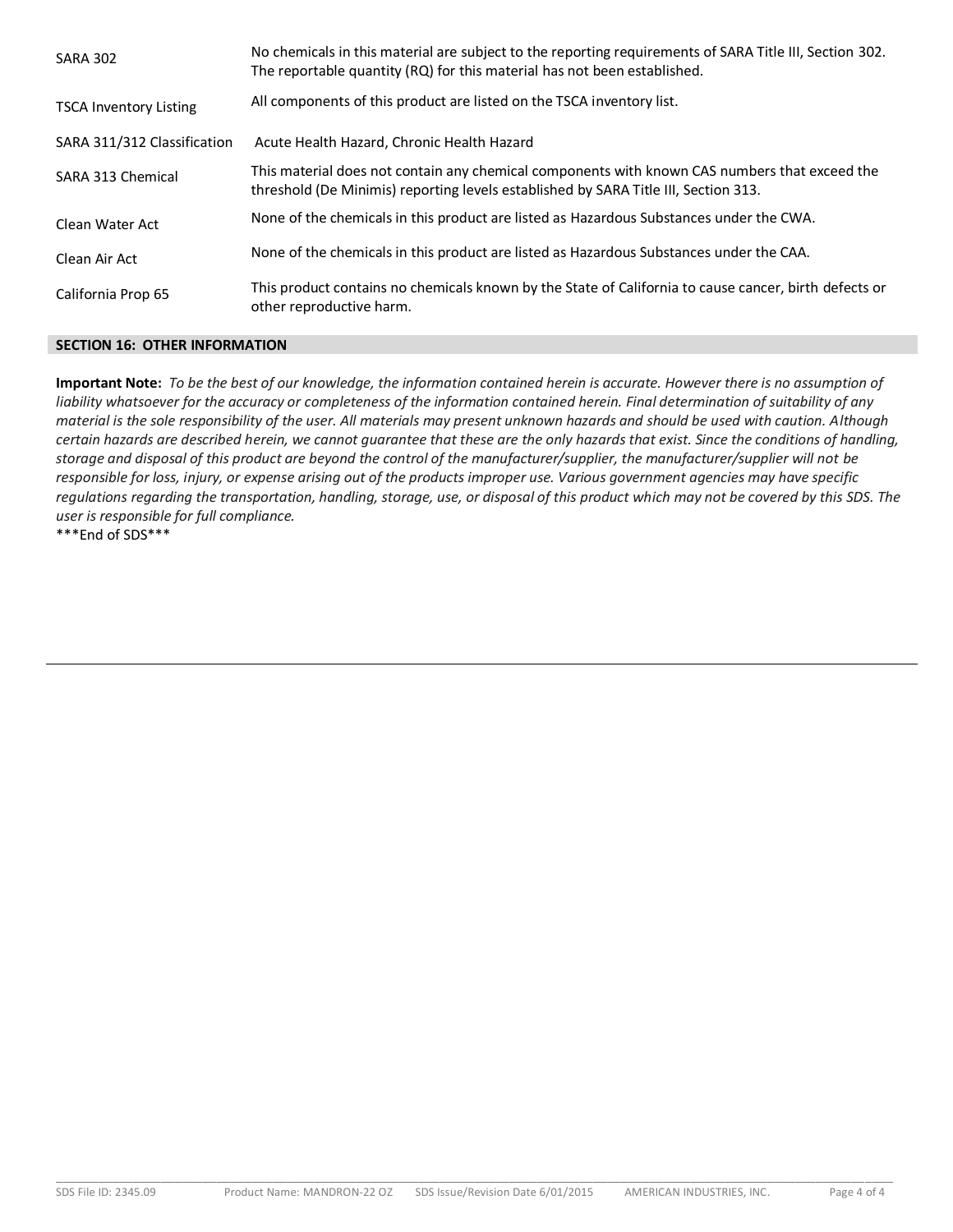| | |
|---|---|
| SARA 302 | No chemicals in this material are subject to the reporting requirements of SARA Title III, Section 302. The reportable quantity (RQ) for this material has not been established. |
| TSCA Inventory Listing | All components of this product are listed on the TSCA inventory list. |
| SARA 311/312 Classification | Acute Health Hazard, Chronic Health Hazard |
| SARA 313 Chemical | This material does not contain any chemical components with known CAS numbers that exceed the threshold (De Minimis) reporting levels established by SARA Title III, Section 313. |
| Clean Water Act | None of the chemicals in this product are listed as Hazardous Substances under the CWA. |
| Clean Air Act | None of the chemicals in this product are listed as Hazardous Substances under the CAA. |
| California Prop 65 | This product contains no chemicals known by the State of California to cause cancer, birth defects or other reproductive harm. |

## SECTION 16: OTHER INFORMATION

**Important Note:** *To be the best of our knowledge, the information contained herein is accurate. However there is no assumption of liability whatsoever for the accuracy or completeness of the information contained herein. Final determination of suitability of any material is the sole responsibility of the user. All materials may present unknown hazards and should be used with caution. Although certain hazards are described herein, we cannot guarantee that these are the only hazards that exist. Since the conditions of handling, storage and disposal of this product are beyond the control of the manufacturer/supplier, the manufacturer/supplier will not be responsible for loss, injury, or expense arising out of the products improper use. Various government agencies may have specific regulations regarding the transportation, handling, storage, use, or disposal of this product which may not be covered by this SDS. The user is responsible for full compliance.*

***End of SDS***